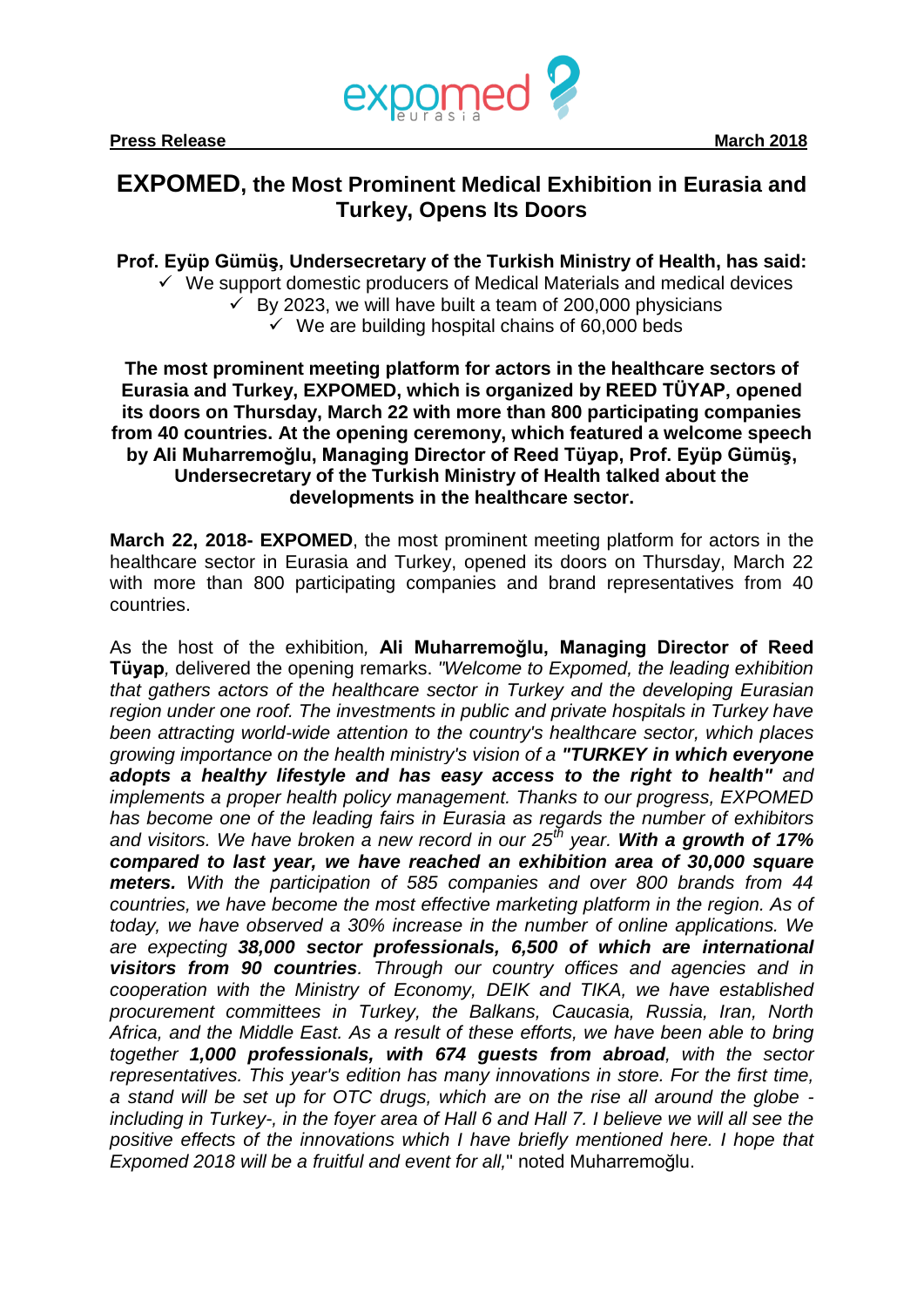**Press Release** **March 2018**

# **EXPOMED**, the Most Prominent Medical Exhibition in Eurasia and Turkey, Opens Its Doors

**Prof. Eyüp Gümüş, Undersecretary of the Turkish Ministry of Health, has said:**

- ✓ We support domestic producers of Medical Materials and medical devices
- ✓ By 2023, we will have built a team of 200,000 physicians
- ✓ We are building hospital chains of 60,000 beds

**The most prominent meeting platform for actors in the healthcare sectors of Eurasia and Turkey, EXPOMED, which is organized by REED TÜYAP, opened its doors on Thursday, March 22 with more than 800 participating companies from 40 countries. At the opening ceremony, which featured a welcome speech by Ali Muharremoğlu, Managing Director of Reed Tüyap, Prof. Eyüp Gümüş, Undersecretary of the Turkish Ministry of Health talked about the developments in the healthcare sector.**

**March 22, 2018- EXPOMED**, the most prominent meeting platform for actors in the healthcare sector in Eurasia and Turkey, opened its doors on Thursday, March 22 with more than 800 participating companies and brand representatives from 40 countries.

As the host of the exhibition*,* **Ali Muharremoğlu, Managing Director of Reed Tüyap***,* delivered the opening remarks. *"Welcome to Expomed, the leading exhibition that gathers actors of the healthcare sector in Turkey and the developing Eurasian region under one roof. The investments in public and private hospitals in Turkey have been attracting world-wide attention to the country's healthcare sector, which places growing importance on the health ministry's vision of a* ***"TURKEY in which everyone adopts a healthy lifestyle and has easy access to the right to health"*** *and implements a proper health policy management. Thanks to our progress, EXPOMED has become one of the leading fairs in Eurasia as regards the number of exhibitors and visitors. We have broken a new record in our 25th year.* ***With a growth of 17% compared to last year, we have reached an exhibition area of 30,000 square meters.*** *With the participation of 585 companies and over 800 brands from 44 countries, we have become the most effective marketing platform in the region. As of today, we have observed a 30% increase in the number of online applications. We are expecting* ***38,000 sector professionals, 6,500 of which are international visitors from 90 countries****. Through our country offices and agencies and in cooperation with the Ministry of Economy, DEIK and TIKA, we have established procurement committees in Turkey, the Balkans, Caucasia, Russia, Iran, North Africa, and the Middle East. As a result of these efforts, we have been able to bring together* ***1,000 professionals, with 674 guests from abroad****, with the sector representatives. This year's edition has many innovations in store. For the first time, a stand will be set up for OTC drugs, which are on the rise all around the globe - including in Turkey-, in the foyer area of Hall 6 and Hall 7. I believe we will all see the positive effects of the innovations which I have briefly mentioned here. I hope that Expomed 2018 will be a fruitful and event for all,*" noted Muharremoğlu.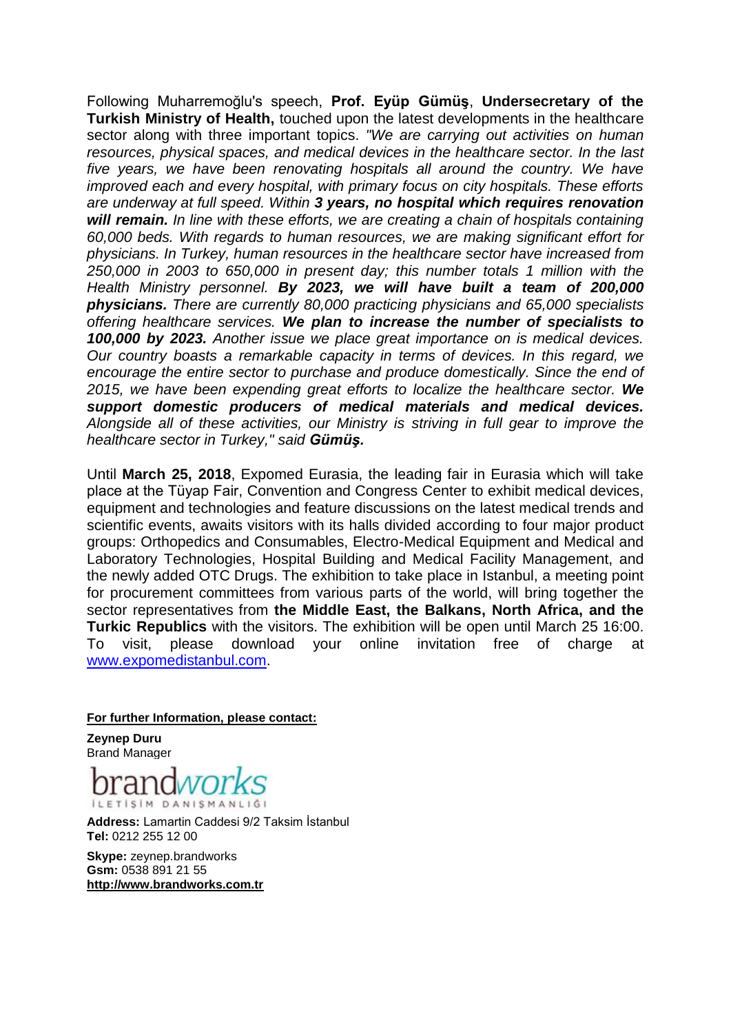Following Muharremoğlu's speech, **Prof. Eyüp Gümüş**, **Undersecretary of the Turkish Ministry of Health,** touched upon the latest developments in the healthcare sector along with three important topics. *"We are carrying out activities on human resources, physical spaces, and medical devices in the healthcare sector. In the last five years, we have been renovating hospitals all around the country. We have improved each and every hospital, with primary focus on city hospitals. These efforts are underway at full speed. Within* ***3 years, no hospital which requires renovation will remain.*** *In line with these efforts, we are creating a chain of hospitals containing 60,000 beds. With regards to human resources, we are making significant effort for physicians. In Turkey, human resources in the healthcare sector have increased from 250,000 in 2003 to 650,000 in present day; this number totals 1 million with the Health Ministry personnel.* ***By 2023, we will have built a team of 200,000 physicians.*** *There are currently 80,000 practicing physicians and 65,000 specialists offering healthcare services.* ***We plan to increase the number of specialists to 100,000 by 2023.*** *Another issue we place great importance on is medical devices. Our country boasts a remarkable capacity in terms of devices. In this regard, we encourage the entire sector to purchase and produce domestically. Since the end of 2015, we have been expending great efforts to localize the healthcare sector.* ***We support domestic producers of medical materials and medical devices.*** *Alongside all of these activities, our Ministry is striving in full gear to improve the healthcare sector in Turkey," said* ***Gümüş.***

Until **March 25, 2018**, Expomed Eurasia, the leading fair in Eurasia which will take place at the Tüyap Fair, Convention and Congress Center to exhibit medical devices, equipment and technologies and feature discussions on the latest medical trends and scientific events, awaits visitors with its halls divided according to four major product groups: Orthopedics and Consumables, Electro-Medical Equipment and Medical and Laboratory Technologies, Hospital Building and Medical Facility Management, and the newly added OTC Drugs. The exhibition to take place in Istanbul, a meeting point for procurement committees from various parts of the world, will bring together the sector representatives from **the Middle East, the Balkans, North Africa, and the Turkic Republics** with the visitors. The exhibition will be open until March 25 16:00. To visit, please download your online invitation free of charge at www.expomedistanbul.com.

**For further Information, please contact:**

**Zeynep Duru**
Brand Manager

brandworks
İLETİŞİM DANIŞMANLIĞI

**Address:** Lamartin Caddesi 9/2 Taksim İstanbul
**Tel:** 0212 255 12 00

**Skype:** zeynep.brandworks
**Gsm:** 0538 891 21 55
**http://www.brandworks.com.tr**